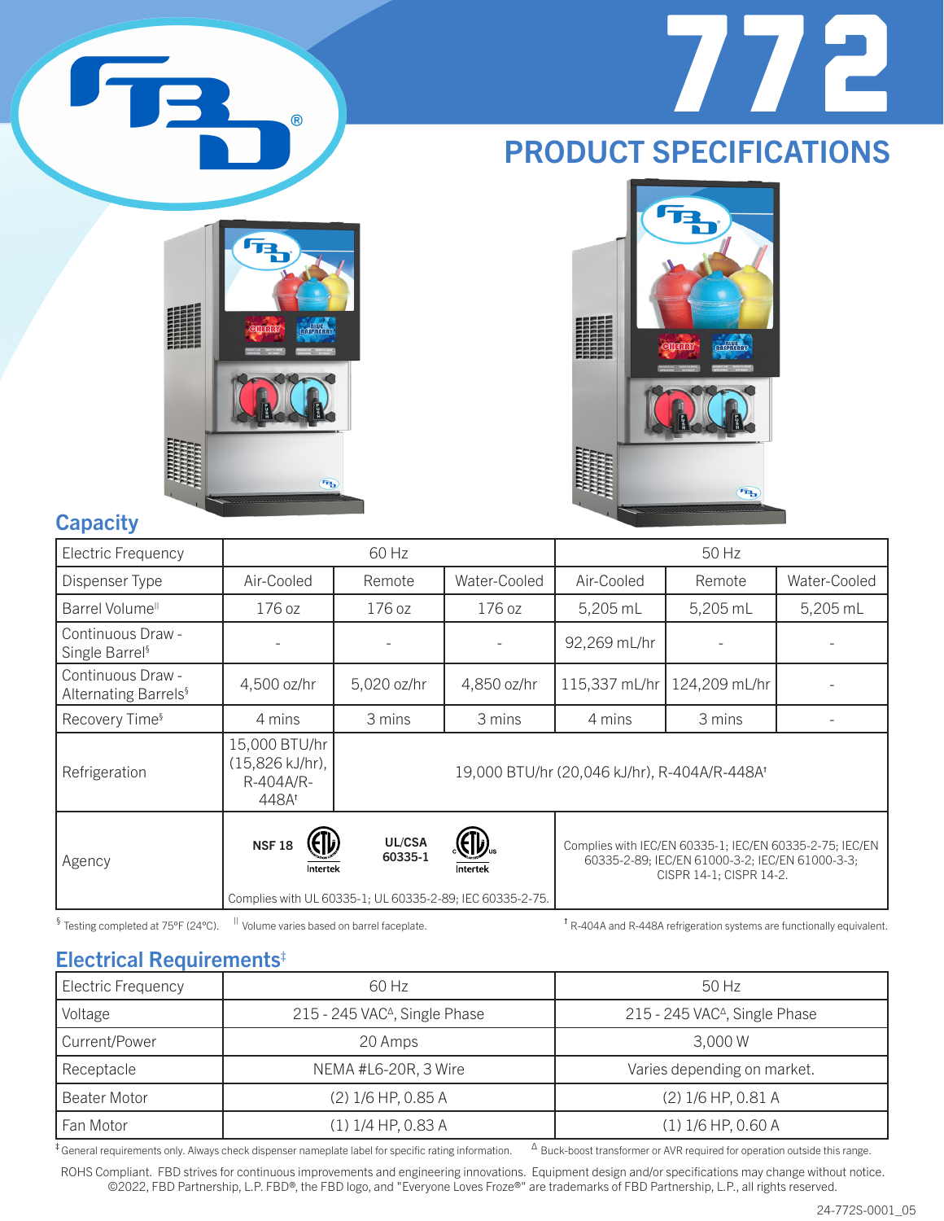# 772

## PRODUCT SPECIFICATIONS

## Capacity

| Electric Frequency | 60 Hz | | | 50 Hz | | |
|---|---|---|---|---|---|---|
| Dispenser Type | Air-Cooled | Remote | Water-Cooled | Air-Cooled | Remote | Water-Cooled |
| Barrel Volume[‖] | 176 oz | 176 oz | 176 oz | 5,205 mL | 5,205 mL | 5,205 mL |
| Continuous Draw - Single Barrel[§] | - | - | - | 92,269 mL/hr | - | - |
| Continuous Draw - Alternating Barrels[§] | 4,500 oz/hr | 5,020 oz/hr | 4,850 oz/hr | 115,337 mL/hr | 124,209 mL/hr | - |
| Recovery Time[§] | 4 mins | 3 mins | 3 mins | 4 mins | 3 mins | - |
| Refrigeration | 15,000 BTU/hr (15,826 kJ/hr), R-404A/R-448A[†] | 19,000 BTU/hr (20,046 kJ/hr), R-404A/R-448A[†] | | | | |
| Agency | NSF 18; ETL Intertek; UL/CSA 60335-1; ETL Intertek (C US). Complies with UL 60335-1; UL 60335-2-89; IEC 60335-2-75. | | | Complies with IEC/EN 60335-1; IEC/EN 60335-2-75; IEC/EN 60335-2-89; IEC/EN 61000-3-2; IEC/EN 61000-3-3; CISPR 14-1; CISPR 14-2. | | |

[§] Testing completed at 75°F (24°C). [‖] Volume varies based on barrel faceplate. [†] R-404A and R-448A refrigeration systems are functionally equivalent.

## Electrical Requirements[‡]

| Electric Frequency | 60 Hz | 50 Hz |
|---|---|---|
| Voltage | 215 - 245 VAC[Δ], Single Phase | 215 - 245 VAC[Δ], Single Phase |
| Current/Power | 20 Amps | 3,000 W |
| Receptacle | NEMA #L6-20R, 3 Wire | Varies depending on market. |
| Beater Motor | (2) 1/6 HP, 0.85 A | (2) 1/6 HP, 0.81 A |
| Fan Motor | (1) 1/4 HP, 0.83 A | (1) 1/6 HP, 0.60 A |

[‡] General requirements only. Always check dispenser nameplate label for specific rating information. [Δ] Buck-boost transformer or AVR required for operation outside this range.

ROHS Compliant. FBD strives for continuous improvements and engineering innovations. Equipment design and/or specifications may change without notice. ©2022, FBD Partnership, L.P. FBD®, the FBD logo, and "Everyone Loves Froze®" are trademarks of FBD Partnership, L.P., all rights reserved.

24-772S-0001_05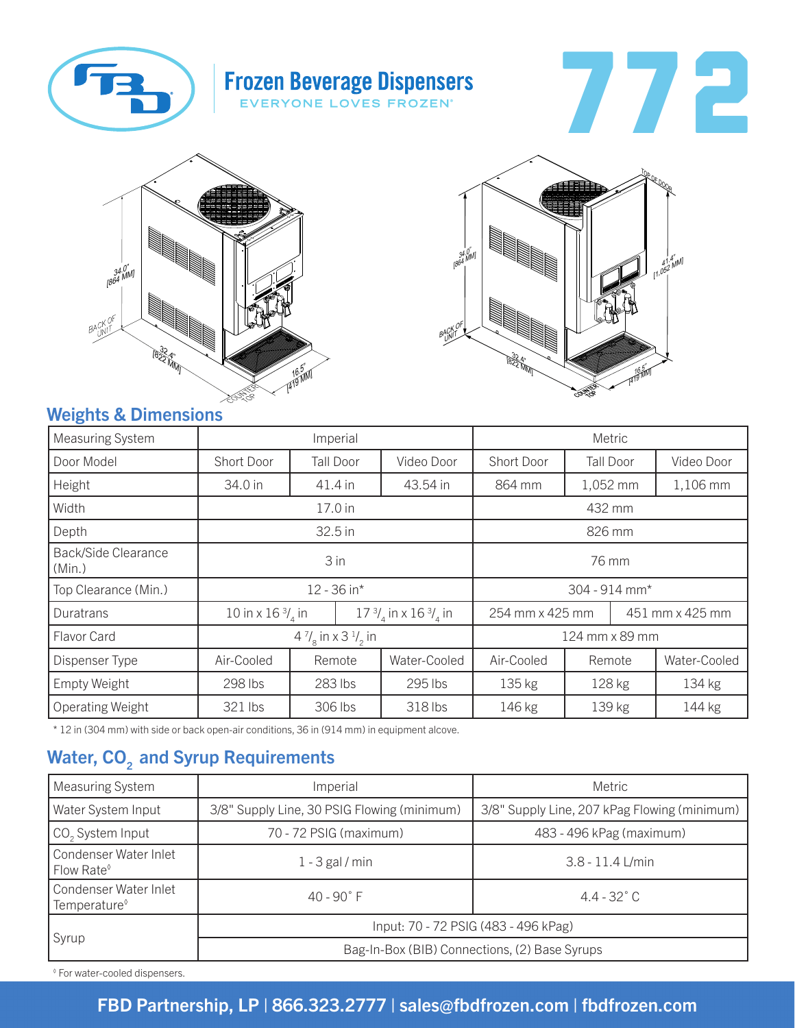Frozen Beverage Dispensers

EVERYONE LOVES FROZEN®

772

34.0"
[864 MM]

BACK OF UNIT

32.4"
[822 MM]

16.5"
[419 MM]

COUNTER TOP

TOP OF DOOR

41.4"
[1,052 MM]

## Weights & Dimensions

| Measuring System | Imperial | | | Metric | | |
|---|---|---|---|---|---|---|
| Door Model | Short Door | Tall Door | Video Door | Short Door | Tall Door | Video Door |
| Height | 34.0 in | 41.4 in | 43.54 in | 864 mm | 1,052 mm | 1,106 mm |
| Width | 17.0 in | | | 432 mm | | |
| Depth | 32.5 in | | | 826 mm | | |
| Back/Side Clearance (Min.) | 3 in | | | 76 mm | | |
| Top Clearance (Min.) | 12 - 36 in* | | | 304 - 914 mm* | | |
| Duratrans | 10 in x 16 3/4 in | | 17 3/4 in x 16 3/4 in | 254 mm x 425 mm | | 451 mm x 425 mm |
| Flavor Card | 4 7/8 in x 3 1/2 in | | | 124 mm x 89 mm | | |
| Dispenser Type | Air-Cooled | Remote | Water-Cooled | Air-Cooled | Remote | Water-Cooled |
| Empty Weight | 298 lbs | 283 lbs | 295 lbs | 135 kg | 128 kg | 134 kg |
| Operating Weight | 321 lbs | 306 lbs | 318 lbs | 146 kg | 139 kg | 144 kg |

* 12 in (304 mm) with side or back open-air conditions, 36 in (914 mm) in equipment alcove.

## Water, $CO_2$ and Syrup Requirements

| Measuring System | Imperial | Metric |
|---|---|---|
| Water System Input | 3/8" Supply Line, 30 PSIG Flowing (minimum) | 3/8" Supply Line, 207 kPag Flowing (minimum) |
| $CO_2$ System Input | 70 - 72 PSIG (maximum) | 483 - 496 kPag (maximum) |
| Condenser Water Inlet Flow Rate◊ | 1 - 3 gal / min | 3.8 - 11.4 L/min |
| Condenser Water Inlet Temperature◊ | 40 - 90˚ F | 4.4 - 32˚ C |
| Syrup | Input: 70 - 72 PSIG (483 - 496 kPag) | |
| | Bag-In-Box (BIB) Connections, (2) Base Syrups | |

◊ For water-cooled dispensers.

**FBD Partnership, LP | 866.323.2777 | sales@fbdfrozen.com | fbdfrozen.com**